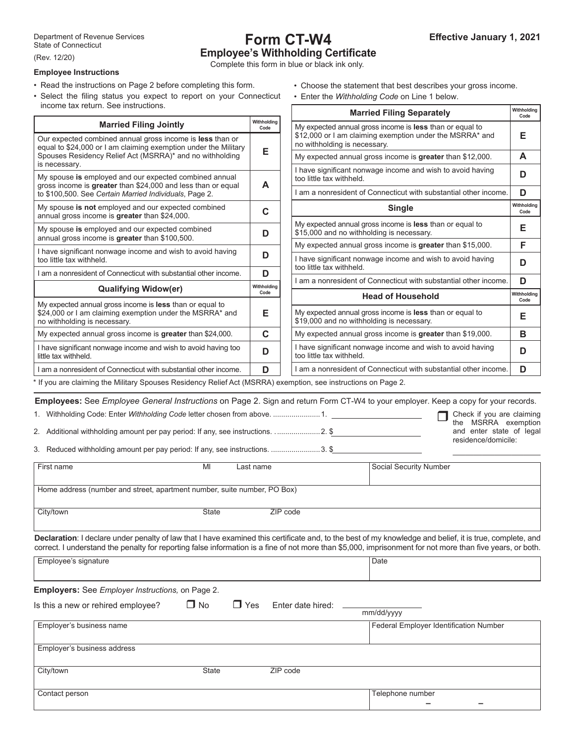Department of Revenue Services
State of Connecticut
(Rev. 12/20)

# Form CT-W4

## Employee's Withholding Certificate

Complete this form in blue or black ink only.

**Effective January 1, 2021**

### Employee Instructions

- Read the instructions on Page 2 before completing this form.
- Select the filing status you expect to report on your Connecticut income tax return. See instructions.
- Choose the statement that best describes your gross income.
- Enter the *Withholding Code* on Line 1 below.

| Married Filing Jointly | Withholding Code |
|---|---|
| Our expected combined annual gross income is **less** than or equal to $24,000 or I am claiming exemption under the Military Spouses Residency Relief Act (MSRRA)* and no withholding is necessary. | **E** |
| My spouse **is** employed and our expected combined annual gross income is **greater** than $24,000 and less than or equal to $100,500. See *Certain Married Individuals*, Page 2. | **A** |
| My spouse **is not** employed and our expected combined annual gross income is **greater** than $24,000. | **C** |
| My spouse **is** employed and our expected combined annual gross income is **greater** than $100,500. | **D** |
| I have significant nonwage income and wish to avoid having too little tax withheld. | **D** |
| I am a nonresident of Connecticut with substantial other income. | **D** |

| Qualifying Widow(er) | Withholding Code |
|---|---|
| My expected annual gross income is **less** than or equal to $24,000 or I am claiming exemption under the MSRRA* and no withholding is necessary. | **E** |
| My expected annual gross income is **greater** than $24,000. | **C** |
| I have significant nonwage income and wish to avoid having too little tax withheld. | **D** |
| I am a nonresident of Connecticut with substantial other income. | **D** |

| Married Filing Separately | Withholding Code |
|---|---|
| My expected annual gross income is **less** than or equal to $12,000 or I am claiming exemption under the MSRRA* and no withholding is necessary. | **E** |
| My expected annual gross income is **greater** than $12,000. | **A** |
| I have significant nonwage income and wish to avoid having too little tax withheld. | **D** |
| I am a nonresident of Connecticut with substantial other income. | **D** |

| Single | Withholding Code |
|---|---|
| My expected annual gross income is **less** than or equal to $15,000 and no withholding is necessary. | **E** |
| My expected annual gross income is **greater** than $15,000. | **F** |
| I have significant nonwage income and wish to avoid having too little tax withheld. | **D** |
| I am a nonresident of Connecticut with substantial other income. | **D** |

| Head of Household | Withholding Code |
|---|---|
| My expected annual gross income is **less** than or equal to $19,000 and no withholding is necessary. | **E** |
| My expected annual gross income is **greater** than $19,000. | **B** |
| I have significant nonwage income and wish to avoid having too little tax withheld. | **D** |
| I am a nonresident of Connecticut with substantial other income. | **D** |

\* If you are claiming the Military Spouses Residency Relief Act (MSRRA) exemption, see instructions on Page 2.

**Employees:** See *Employee General Instructions* on Page 2. Sign and return Form CT-W4 to your employer. Keep a copy for your records.

1. Withholding Code: Enter *Withholding Code* letter chosen from above. ....................... 1. ____________
2. Additional withholding amount per pay period: If any, see instructions. ..................... 2. $____________
3. Reduced withholding amount per pay period: If any, see instructions. ........................ 3. $____________

☐ Check if you are claiming the MSRRA exemption and enter state of legal residence/domicile: ____________

| First name | MI | Last name | Social Security Number |
|---|---|---|---|
| Home address (number and street, apartment number, suite number, PO Box) | | | |
| City/town | State | ZIP code | |

**Declaration**: I declare under penalty of law that I have examined this certificate and, to the best of my knowledge and belief, it is true, complete, and correct. I understand the penalty for reporting false information is a fine of not more than $5,000, imprisonment for not more than five years, or both.

| Employee's signature | Date |
|---|---|
| | |

**Employers:** See *Employer Instructions,* on Page 2.

Is this a new or rehired employee? ☐ No ☐ Yes Enter date hired: ____________ (mm/dd/yyyy)

| Employer's business name | | | Federal Employer Identification Number |
|---|---|---|---|
| Employer's business address | | | |
| City/town | State | ZIP code | |
| Contact person | | | Telephone number – – |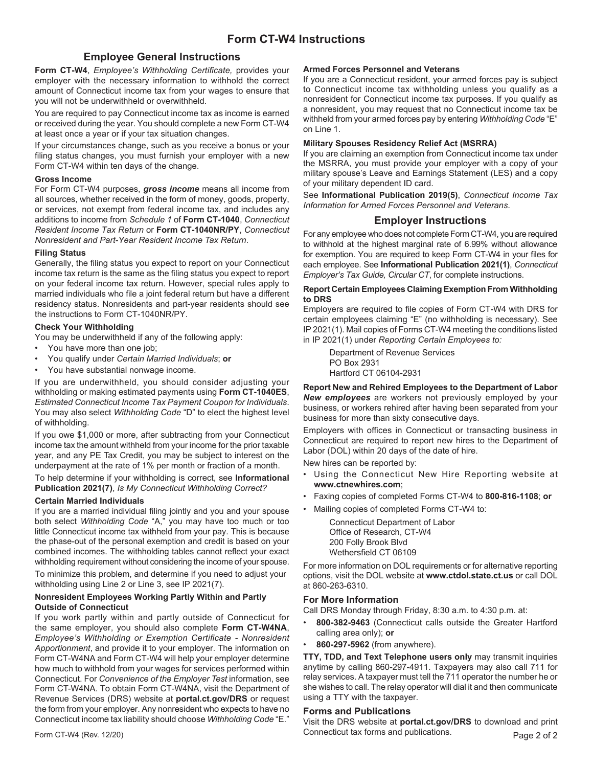# Form CT-W4 Instructions

## Employee General Instructions

**Form CT-W4**, *Employee's Withholding Certificate,* provides your employer with the necessary information to withhold the correct amount of Connecticut income tax from your wages to ensure that you will not be underwithheld or overwithheld.

You are required to pay Connecticut income tax as income is earned or received during the year. You should complete a new Form CT-W4 at least once a year or if your tax situation changes.

If your circumstances change, such as you receive a bonus or your filing status changes, you must furnish your employer with a new Form CT-W4 within ten days of the change.

### Gross Income

For Form CT-W4 purposes, ***gross income*** means all income from all sources, whether received in the form of money, goods, property, or services, not exempt from federal income tax, and includes any additions to income from *Schedule 1* of **Form CT-1040**, *Connecticut Resident Income Tax Return* or **Form CT-1040NR/PY**, *Connecticut Nonresident and Part-Year Resident Income Tax Return*.

### Filing Status

Generally, the filing status you expect to report on your Connecticut income tax return is the same as the filing status you expect to report on your federal income tax return. However, special rules apply to married individuals who file a joint federal return but have a different residency status. Nonresidents and part-year residents should see the instructions to Form CT-1040NR/PY.

### Check Your Withholding

You may be underwithheld if any of the following apply:

- You have more than one job;
- You qualify under *Certain Married Individuals*; **or**
- You have substantial nonwage income.

If you are underwithheld, you should consider adjusting your withholding or making estimated payments using **Form CT-1040ES**, *Estimated Connecticut Income Tax Payment Coupon for Individuals*. You may also select *Withholding Code* "D" to elect the highest level of withholding.

If you owe $1,000 or more, after subtracting from your Connecticut income tax the amount withheld from your income for the prior taxable year, and any PE Tax Credit, you may be subject to interest on the underpayment at the rate of 1% per month or fraction of a month.

To help determine if your withholding is correct, see **Informational Publication 2021(7)**, *Is My Connecticut Withholding Correct?*

### Certain Married Individuals

If you are a married individual filing jointly and you and your spouse both select *Withholding Code* "A," you may have too much or too little Connecticut income tax withheld from your pay. This is because the phase-out of the personal exemption and credit is based on your combined incomes. The withholding tables cannot reflect your exact withholding requirement without considering the income of your spouse.

To minimize this problem, and determine if you need to adjust your withholding using Line 2 or Line 3, see IP 2021(7).

### Nonresident Employees Working Partly Within and Partly Outside of Connecticut

If you work partly within and partly outside of Connecticut for the same employer, you should also complete **Form CT-W4NA**, *Employee's Withholding or Exemption Certificate - Nonresident Apportionment*, and provide it to your employer. The information on Form CT-W4NA and Form CT-W4 will help your employer determine how much to withhold from your wages for services performed within Connecticut. For *Convenience of the Employer Test* information, see Form CT-W4NA. To obtain Form CT-W4NA, visit the Department of Revenue Services (DRS) website at **portal.ct.gov/DRS** or request the form from your employer. Any nonresident who expects to have no Connecticut income tax liability should choose *Withholding Code* "E."

### Armed Forces Personnel and Veterans

If you are a Connecticut resident, your armed forces pay is subject to Connecticut income tax withholding unless you qualify as a nonresident for Connecticut income tax purposes. If you qualify as a nonresident, you may request that no Connecticut income tax be withheld from your armed forces pay by entering *Withholding Code* "E" on Line 1.

### Military Spouses Residency Relief Act (MSRRA)

If you are claiming an exemption from Connecticut income tax under the MSRRA, you must provide your employer with a copy of your military spouse's Leave and Earnings Statement (LES) and a copy of your military dependent ID card.

See **Informational Publication 2019(5)**, *Connecticut Income Tax Information for Armed Forces Personnel and Veterans*.

## Employer Instructions

For any employee who does not complete Form CT-W4, you are required to withhold at the highest marginal rate of 6.99% without allowance for exemption. You are required to keep Form CT-W4 in your files for each employee. See **Informational Publication 2021(1)**, *Connecticut Employer's Tax Guide, Circular CT*, for complete instructions.

### Report Certain Employees Claiming Exemption From Withholding to DRS

Employers are required to file copies of Form CT-W4 with DRS for certain employees claiming "E" (no withholding is necessary). See IP 2021(1). Mail copies of Forms CT-W4 meeting the conditions listed in IP 2021(1) under *Reporting Certain Employees to:*

Department of Revenue Services
PO Box 2931
Hartford CT 06104-2931

### Report New and Rehired Employees to the Department of Labor

***New employees*** are workers not previously employed by your business, or workers rehired after having been separated from your business for more than sixty consecutive days.

Employers with offices in Connecticut or transacting business in Connecticut are required to report new hires to the Department of Labor (DOL) within 20 days of the date of hire.

New hires can be reported by:

- Using the Connecticut New Hire Reporting website at **www.ctnewhires.com**;
- Faxing copies of completed Forms CT-W4 to **800-816-1108**; **or**
- Mailing copies of completed Forms CT-W4 to:

  Connecticut Department of Labor
  Office of Research, CT-W4
  200 Folly Brook Blvd
  Wethersfield CT 06109

For more information on DOL requirements or for alternative reporting options, visit the DOL website at **www.ctdol.state.ct.us** or call DOL at 860-263-6310.

### For More Information

Call DRS Monday through Friday, 8:30 a.m. to 4:30 p.m. at:

- **800-382-9463** (Connecticut calls outside the Greater Hartford calling area only); **or**
- **860-297-5962** (from anywhere).

**TTY, TDD, and Text Telephone users only** may transmit inquiries anytime by calling 860-297-4911. Taxpayers may also call 711 for relay services. A taxpayer must tell the 711 operator the number he or she wishes to call. The relay operator will dial it and then communicate using a TTY with the taxpayer.

### Forms and Publications

Visit the DRS website at **portal.ct.gov/DRS** to download and print Connecticut tax forms and publications.

Form CT-W4 (Rev. 12/20)